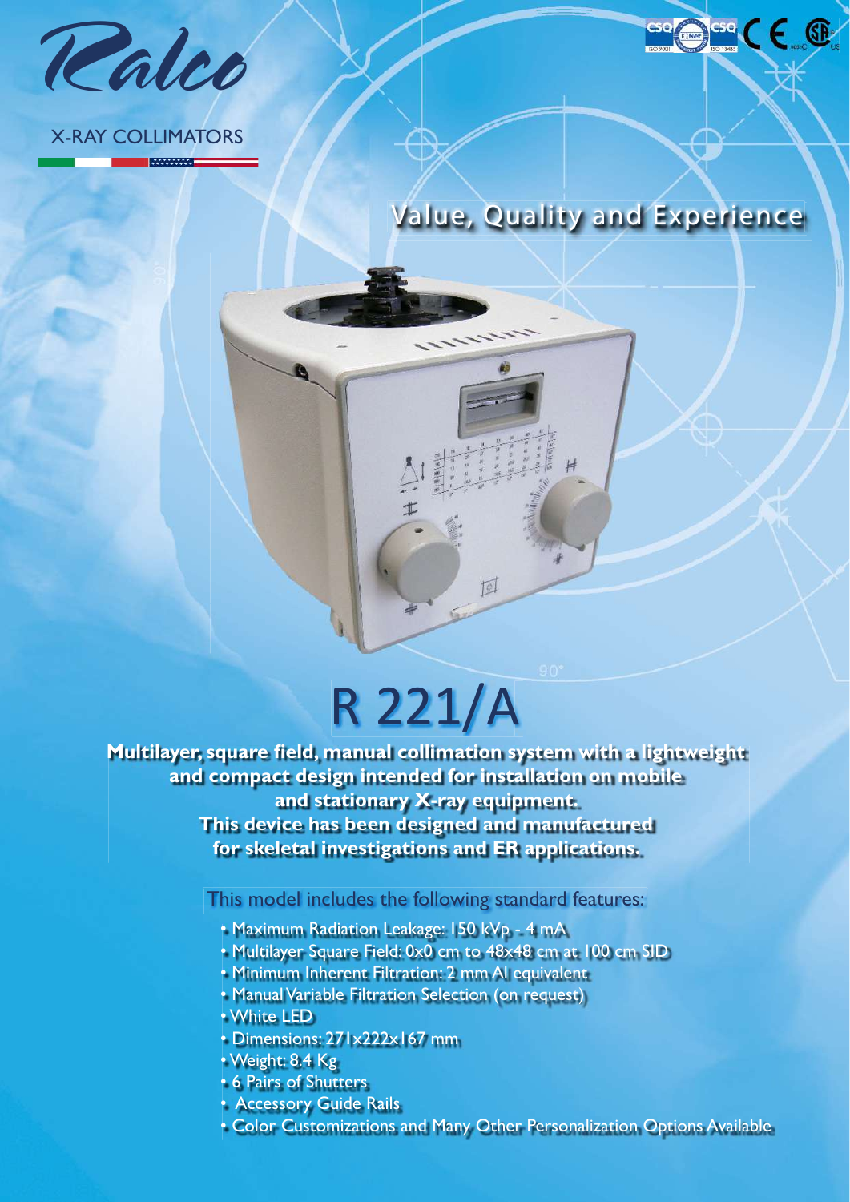Ralco

X-RAY COLLIMATORS

## Value, Quality and Experience

# R 221/A

**Multilayer, square field, manual collimation system with a lightweight and compact design intended for installation on mobile and stationary X-ray equipment.**
**This device has been designed and manufactured for skeletal investigations and ER applications.**

This model includes the following standard features:

- Maximum Radiation Leakage: 150 kVp - 4 mA
- Multilayer Square Field: 0x0 cm to 48x48 cm at 100 cm SID
- Minimum Inherent Filtration: 2 mm Al equivalent
- Manual Variable Filtration Selection (on request)
- White LED
- Dimensions: 271x222x167 mm
- Weight: 8.4 Kg
- 6 Pairs of Shutters
- Accessory Guide Rails
- Color Customizations and Many Other Personalization Options Available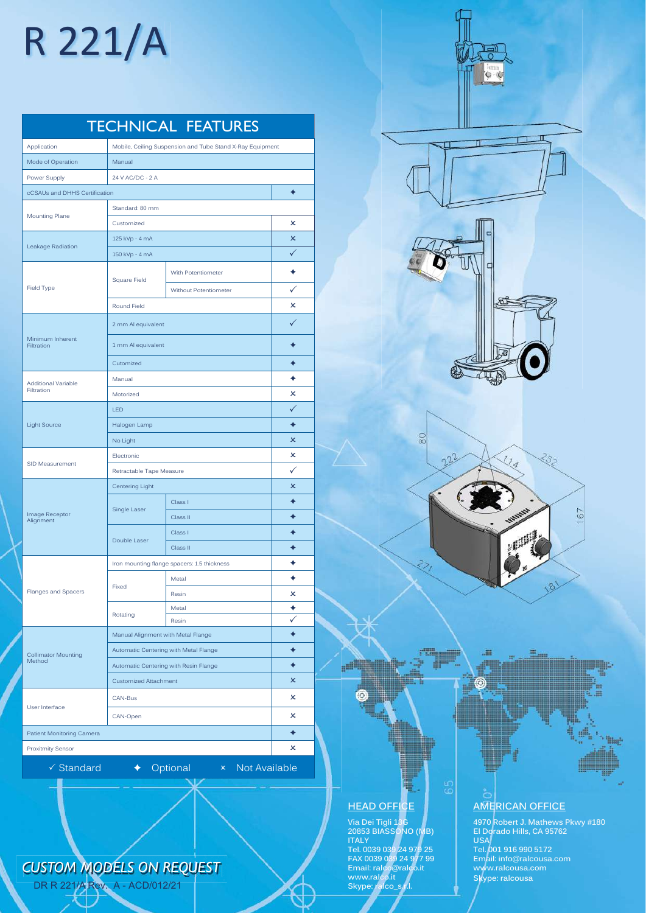# R 221/A

## TECHNICAL FEATURES

| | | | |
|---|---|---|---|
| Application | Mobile, Ceiling Suspension and Tube Stand X-Ray Equipment | | |
| Mode of Operation | Manual | | |
| Power Supply | 24 V AC/DC - 2 A | | |
| cCSAUs and DHHS Certification | | | ✦ |
| Mounting Plane | Standard: 80 mm | | |
| | Customized | | × |
| Leakage Radiation | 125 kVp - 4 mA | | × |
| | 150 kVp - 4 mA | | ✓ |
| Field Type | Square Field | With Potentiometer | ✦ |
| | | Without Potentiometer | ✓ |
| | Round Field | | × |
| Minimum Inherent Filtration | 2 mm Al equivalent | | ✓ |
| | 1 mm Al equivalent | | ✦ |
| | Cutomized | | ✦ |
| Additional Variable Filtration | Manual | | ✦ |
| | Motorized | | × |
| Light Source | LED | | ✓ |
| | Halogen Lamp | | ✦ |
| | No Light | | × |
| SID Measurement | Electronic | | × |
| | Retractable Tape Measure | | ✓ |
| Image Receptor Alignment | Centering Light | | × |
| | Single Laser | Class I | ✦ |
| | | Class II | ✦ |
| | Double Laser | Class I | ✦ |
| | | Class II | ✦ |
| Flanges and Spacers | Iron mounting flange spacers: 1.5 thickness | | ✦ |
| | Fixed | Metal | ✦ |
| | | Resin | × |
| | Rotating | Metal | ✦ |
| | | Resin | ✓ |
| Collimator Mounting Method | Manual Alignment with Metal Flange | | ✦ |
| | Automatic Centering with Metal Flange | | ✦ |
| | Automatic Centering with Resin Flange | | ✦ |
| | Customized Attachment | | × |
| User Interface | CAN-Bus | | × |
| | CAN-Open | | × |
| Patient Monitoring Camera | | | ✦ |
| Proximity Sensor | | | × |

✓ Standard ✦ Optional × Not Available

80

222 114 252

167

271 181

### HEAD OFFICE

Via Dei Tigli 13G
20853 BIASSONO (MB)
ITALY
Tel. 0039 039 24 979 25
FAX 0039 039 24 977 99
Email: ralco@ralco.it
www.ralco.it
Skype: ralco_s.r.l.

### AMERICAN OFFICE

4970 Robert J. Mathews Pkwy #180
El Dorado Hills, CA 95762
USA
Tel. 001 916 990 5172
Email: info@ralcousa.com
www.ralcousa.com
Skype: ralcousa

*CUSTOM MODELS ON REQUEST*

DR R 221/A Rev. A - ACD/012/21